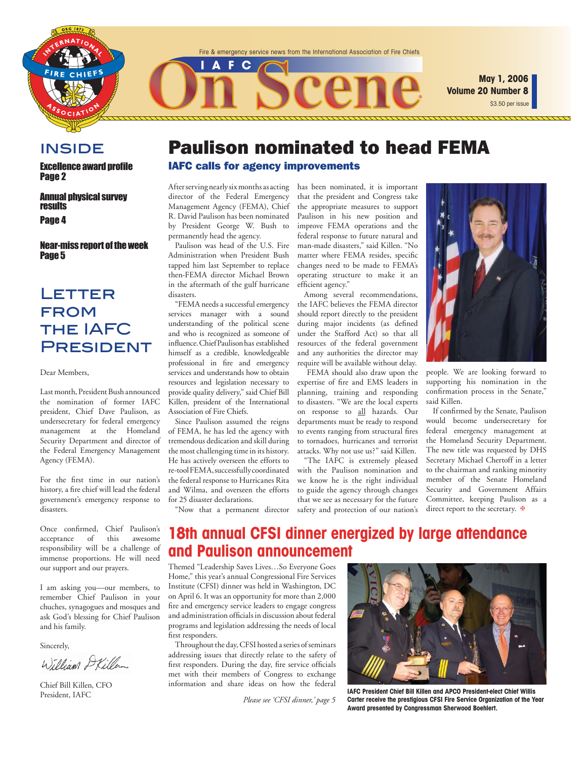Fire & emergency service news from the International Association of Fire Chiefs

# IAFC On Scene

May 1, 2006
Volume 20 Number 8
$3.50 per issue

## INSIDE

**Excellence award profile**
**Page 2**

**Annual physical survey results**
**Page 4**

**Near-miss report of the week**
**Page 5**

## Letter from the IAFC President

Dear Members,

Last month, President Bush announced the nomination of former IAFC president, Chief Dave Paulison, as undersecretary for federal emergency management at the Homeland Security Department and the Federal Emergency Management Agency (FEMA).

For the first time in our nation's history, a fire chief will lead the federal government's emergency response to disasters.

Once confirmed, Chief Paulison's acceptance of this awesome responsibility will be a challenge of immense proportions. He will need our support and our prayers.

I am asking you—our members, to remember Chief Paulison in your chuches, synagogues and mosques and ask God's blessing for Chief Paulison and his family.

Sincerely,

William D Killen

Chief Bill Killen, CFO
President, IAFC

# Paulison nominated to head FEMA

## IAFC calls for agency improvements

After serving nearly six months as acting director of the Federal Emergency Management Agency (FEMA), Chief R. David Paulison has been nominated by President George W. Bush to permanently head the agency.

Paulison was head of the U.S. Fire Administration when President Bush tapped him last September to replace then-FEMA director Michael Brown in the aftermath of the gulf hurricane disasters.

"FEMA needs a successful emergency services manager with a sound understanding of the political scene and who is recognized as someone of influence. Chief Paulison has established himself as a credible, knowledgeable professional in fire and emergency services and understands how to obtain resources and legislation necessary to provide quality delivery," said Chief Bill Killen, president of the International Association of Fire Chiefs.

Since Paulison assumed the reigns of FEMA, he has led the agency with tremendous dedication and skill during the most challenging time in its history. He has actively overseen the efforts to re-tool FEMA, successfully coordinated the federal response to Hurricanes Rita and Wilma, and overseen the efforts for 25 disaster declarations.

"Now that a permanent director has been nominated, it is important that the president and Congress take the appropriate measures to support Paulison in his new position and improve FEMA operations and the federal response to future natural and man-made disasters," said Killen. "No matter where FEMA resides, specific changes need to be made to FEMA's operating structure to make it an efficient agency."

Among several recommendations, the IAFC believes the FEMA director should report directly to the president during major incidents (as defined under the Stafford Act) so that all resources of the federal government and any authorities the director may require will be available without delay.

FEMA should also draw upon the expertise of fire and EMS leaders in planning, training and responding to disasters. "We are the local experts on response to all hazards. Our departments must be ready to respond to events ranging from structural fires to tornadoes, hurricanes and terrorist attacks. Why not use us?" said Killen.

"The IAFC is extremely pleased with the Paulison nomination and we know he is the right individual to guide the agency through changes that we see as necessary for the future safety and protection of our nation's people. We are looking forward to supporting his nomination in the confirmation process in the Senate," said Killen.

If confirmed by the Senate, Paulison would become undersecretary for federal emergency management at the Homeland Security Department. The new title was requested by DHS Secretary Michael Chertoff in a letter to the chairman and ranking minority member of the Senate Homeland Security and Government Affairs Committee, keeping Paulison as a direct report to the secretary.

# 18th annual CFSI dinner energized by large attendance and Paulison announcement

Themed "Leadership Saves Lives…So Everyone Goes Home," this year's annual Congressional Fire Services Institute (CFSI) dinner was held in Washington, DC on April 6. It was an opportunity for more than 2,000 fire and emergency service leaders to engage congress and administration officials in discussion about federal programs and legislation addressing the needs of local first responders.

Throughout the day, CFSI hosted a series of seminars addressing issues that directly relate to the safety of first responders. During the day, fire service officials met with their members of Congress to exchange information and share ideas on how the federal

*Please see 'CFSI dinner,' page 5*

**IAFC President Chief Bill Killen and APCO President-elect Chief Willis Carter receive the prestigious CFSI Fire Service Organization of the Year Award presented by Congressman Sherwood Boehlert.**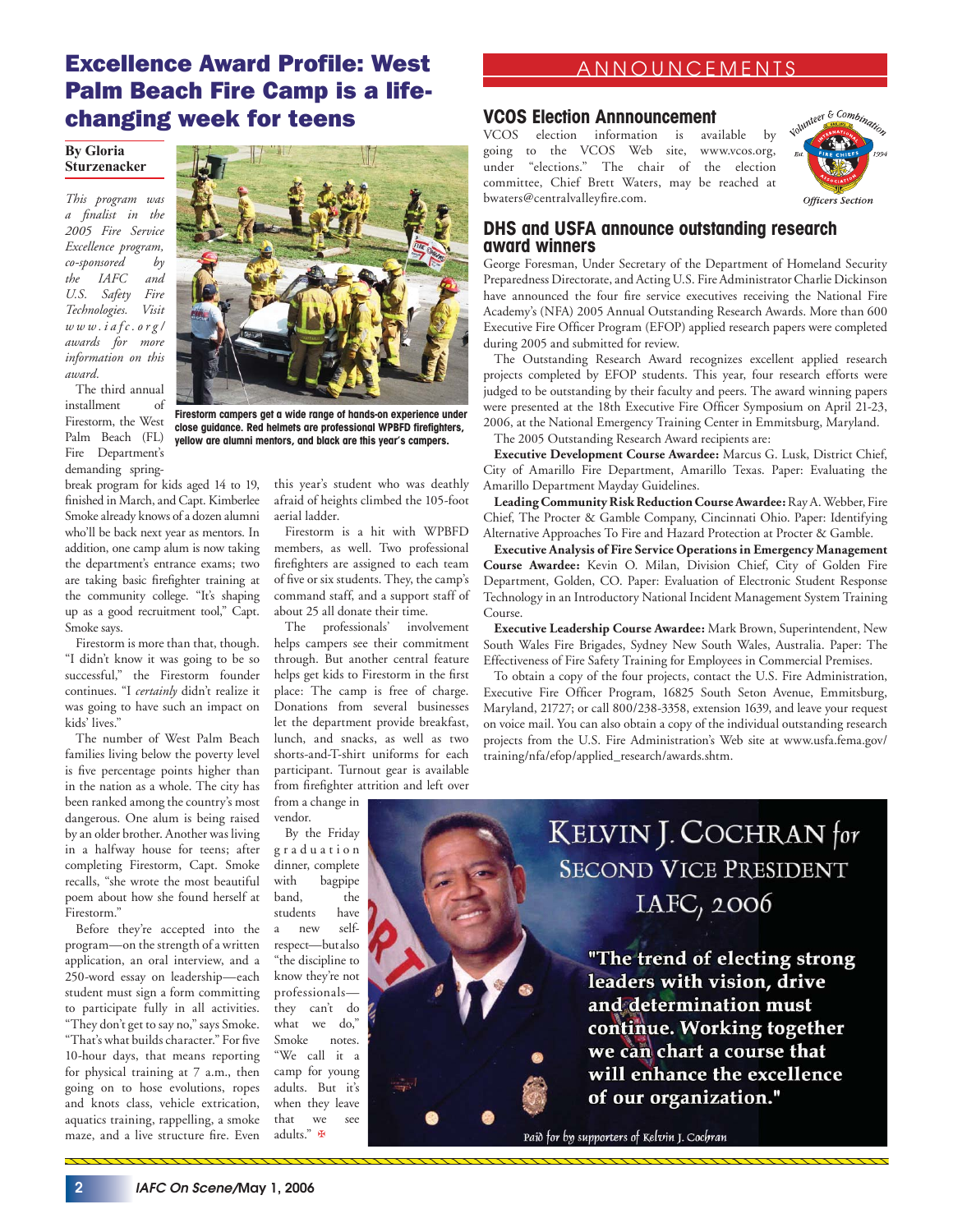# Excellence Award Profile: West Palm Beach Fire Camp is a life-changing week for teens

**By Gloria Sturzenacker**

*This program was a finalist in the 2005 Fire Service Excellence program, co-sponsored by the IAFC and U.S. Safety Fire Technologies. Visit www.iafc.org/awards for more information on this award.*

Firestorm campers get a wide range of hands-on experience under close guidance. Red helmets are professional WPBFD firefighters, yellow are alumni mentors, and black are this year's campers.

The third annual installment of Firestorm, the West Palm Beach (FL) Fire Department's demanding spring-break program for kids aged 14 to 19, finished in March, and Capt. Kimberlee Smoke already knows of a dozen alumni who'll be back next year as mentors. In addition, one camp alum is now taking the department's entrance exams; two are taking basic firefighter training at the community college. "It's shaping up as a good recruitment tool," Capt. Smoke says.

Firestorm is more than that, though. "I didn't know it was going to be so successful," the Firestorm founder continues. "I *certainly* didn't realize it was going to have such an impact on kids' lives."

The number of West Palm Beach families living below the poverty level is five percentage points higher than in the nation as a whole. The city has been ranked among the country's most dangerous. One alum is being raised by an older brother. Another was living in a halfway house for teens; after completing Firestorm, Capt. Smoke recalls, "she wrote the most beautiful poem about how she found herself at Firestorm."

Before they're accepted into the program—on the strength of a written application, an oral interview, and a 250-word essay on leadership—each student must sign a form committing to participate fully in all activities. "They don't get to say no," says Smoke. "That's what builds character." For five 10-hour days, that means reporting for physical training at 7 a.m., then going on to hose evolutions, ropes and knots class, vehicle extrication, aquatics training, rappelling, a smoke maze, and a live structure fire. Even this year's student who was deathly afraid of heights climbed the 105-foot aerial ladder.

Firestorm is a hit with WPBFD members, as well. Two professional firefighters are assigned to each team of five or six students. They, the camp's command staff, and a support staff of about 25 all donate their time.

The professionals' involvement helps campers see their commitment through. But another central feature helps get kids to Firestorm in the first place: The camp is free of charge. Donations from several businesses let the department provide breakfast, lunch, and snacks, as well as two shorts-and-T-shirt uniforms for each participant. Turnout gear is available from firefighter attrition and left over from a change in vendor.

By the Friday graduation dinner, complete with bagpipe band, the students have a new self-respect—but also "the discipline to know they're not professionals—they can't do what we do," Smoke notes. "We call it a camp for young adults. But it's when they leave that we see adults."

# ANNOUNCEMENTS

## VCOS Election Annnouncement

VCOS election information is available by going to the VCOS Web site, www.vcos.org, under "elections." The chair of the election committee, Chief Brett Waters, may be reached at bwaters@centralvalleyfire.com.

Volunteer & Combination Officers Section — International Association of Fire Chiefs — Est. 1994

## DHS and USFA announce outstanding research award winners

George Foresman, Under Secretary of the Department of Homeland Security Preparedness Directorate, and Acting U.S. Fire Administrator Charlie Dickinson have announced the four fire service executives receiving the National Fire Academy's (NFA) 2005 Annual Outstanding Research Awards. More than 600 Executive Fire Officer Program (EFOP) applied research papers were completed during 2005 and submitted for review.

The Outstanding Research Award recognizes excellent applied research projects completed by EFOP students. This year, four research efforts were judged to be outstanding by their faculty and peers. The award winning papers were presented at the 18th Executive Fire Officer Symposium on April 21-23, 2006, at the National Emergency Training Center in Emmitsburg, Maryland.

The 2005 Outstanding Research Award recipients are:

**Executive Development Course Awardee:** Marcus G. Lusk, District Chief, City of Amarillo Fire Department, Amarillo Texas. Paper: Evaluating the Amarillo Department Mayday Guidelines.

**Leading Community Risk Reduction Course Awardee:** Ray A. Webber, Fire Chief, The Procter & Gamble Company, Cincinnati Ohio. Paper: Identifying Alternative Approaches To Fire and Hazard Protection at Procter & Gamble.

**Executive Analysis of Fire Service Operations in Emergency Management Course Awardee:** Kevin O. Milan, Division Chief, City of Golden Fire Department, Golden, CO. Paper: Evaluation of Electronic Student Response Technology in an Introductory National Incident Management System Training Course.

**Executive Leadership Course Awardee:** Mark Brown, Superintendent, New South Wales Fire Brigades, Sydney New South Wales, Australia. Paper: The Effectiveness of Fire Safety Training for Employees in Commercial Premises.

To obtain a copy of the four projects, contact the U.S. Fire Administration, Executive Fire Officer Program, 16825 South Seton Avenue, Emmitsburg, Maryland, 21727; or call 800/238-3358, extension 1639, and leave your request on voice mail. You can also obtain a copy of the individual outstanding research projects from the U.S. Fire Administration's Web site at www.usfa.fema.gov/training/nfa/efop/applied_research/awards.shtm.

**KELVIN J. COCHRAN for SECOND VICE PRESIDENT IAFC, 2006**

**"The trend of electing strong leaders with vision, drive and determination must continue. Working together we can chart a course that will enhance the excellence of our organization."**

Paid for by supporters of Kelvin J. Cochran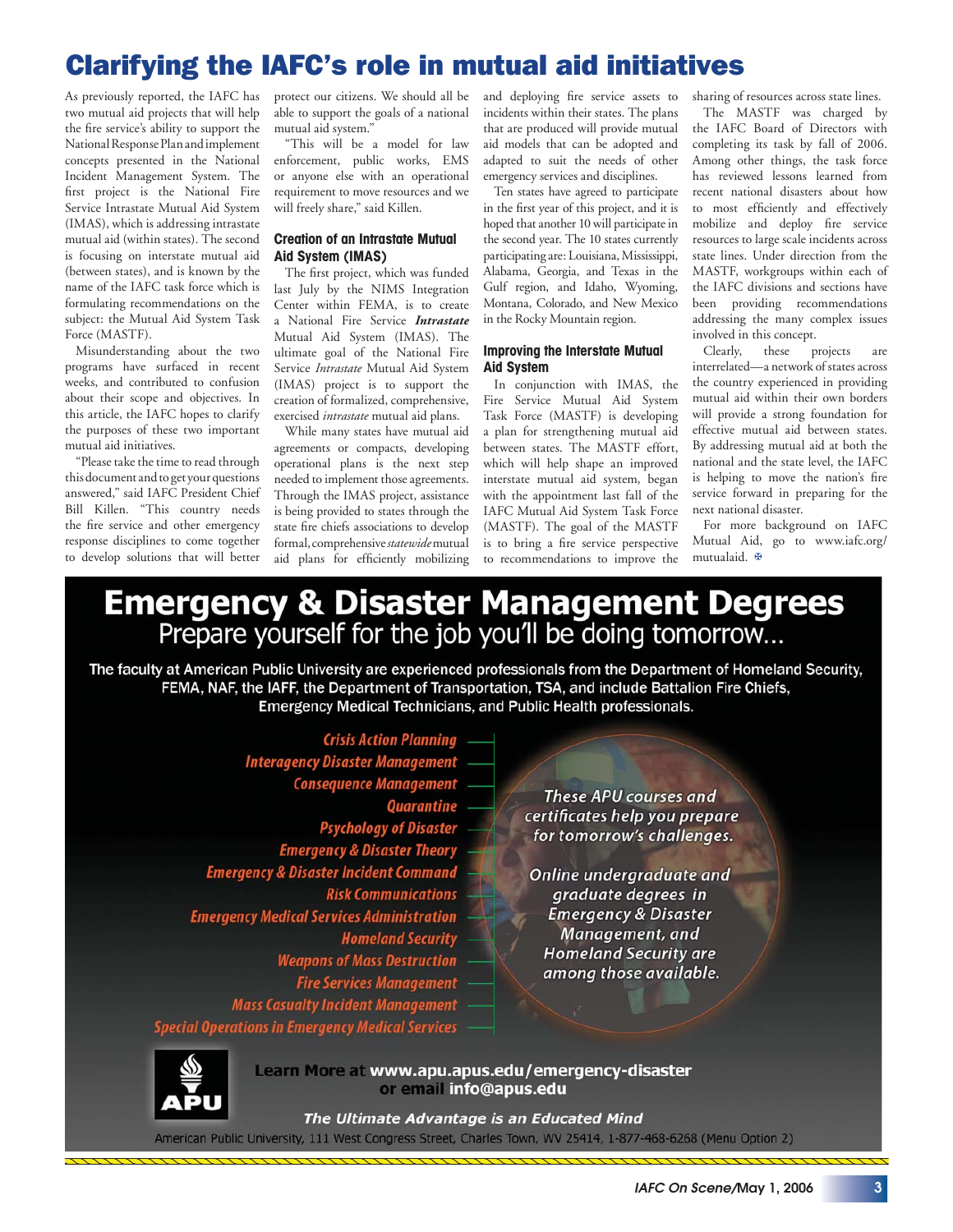# Clarifying the IAFC's role in mutual aid initiatives

As previously reported, the IAFC has two mutual aid projects that will help the fire service's ability to support the National Response Plan and implement concepts presented in the National Incident Management System. The first project is the National Fire Service Intrastate Mutual Aid System (IMAS), which is addressing intrastate mutual aid (within states). The second is focusing on interstate mutual aid (between states), and is known by the name of the IAFC task force which is formulating recommendations on the subject: the Mutual Aid System Task Force (MASTF).

Misunderstanding about the two programs have surfaced in recent weeks, and contributed to confusion about their scope and objectives. In this article, the IAFC hopes to clarify the purposes of these two important mutual aid initiatives.

"Please take the time to read through this document and to get your questions answered," said IAFC President Chief Bill Killen. "This country needs the fire service and other emergency response disciplines to come together to develop solutions that will better protect our citizens. We should all be able to support the goals of a national mutual aid system."

"This will be a model for law enforcement, public works, EMS or anyone else with an operational requirement to move resources and we will freely share," said Killen.

### Creation of an Intrastate Mutual Aid System (IMAS)

The first project, which was funded last July by the NIMS Integration Center within FEMA, is to create a National Fire Service ***Intrastate*** Mutual Aid System (IMAS). The ultimate goal of the National Fire Service *Intrastate* Mutual Aid System (IMAS) project is to support the creation of formalized, comprehensive, exercised *intrastate* mutual aid plans.

While many states have mutual aid agreements or compacts, developing operational plans is the next step needed to implement those agreements. Through the IMAS project, assistance is being provided to states through the state fire chiefs associations to develop formal, comprehensive *statewide* mutual aid plans for efficiently mobilizing and deploying fire service assets to incidents within their states. The plans that are produced will provide mutual aid models that can be adopted and adapted to suit the needs of other emergency services and disciplines.

Ten states have agreed to participate in the first year of this project, and it is hoped that another 10 will participate in the second year. The 10 states currently participating are: Louisiana, Mississippi, Alabama, Georgia, and Texas in the Gulf region, and Idaho, Wyoming, Montana, Colorado, and New Mexico in the Rocky Mountain region.

### Improving the Interstate Mutual Aid System

In conjunction with IMAS, the Fire Service Mutual Aid System Task Force (MASTF) is developing a plan for strengthening mutual aid between states. The MASTF effort, which will help shape an improved interstate mutual aid system, began with the appointment last fall of the IAFC Mutual Aid System Task Force (MASTF). The goal of the MASTF is to bring a fire service perspective to recommendations to improve the sharing of resources across state lines.

The MASTF was charged by the IAFC Board of Directors with completing its task by fall of 2006. Among other things, the task force has reviewed lessons learned from recent national disasters about how to most efficiently and effectively mobilize and deploy fire service resources to large scale incidents across state lines. Under direction from the MASTF, workgroups within each of the IAFC divisions and sections have been providing recommendations addressing the many complex issues involved in this concept.

Clearly, these projects are interrelated—a network of states across the country experienced in providing mutual aid within their own borders will provide a strong foundation for effective mutual aid between states. By addressing mutual aid at both the national and the state level, the IAFC is helping to move the nation's fire service forward in preparing for the next national disaster.

For more background on IAFC Mutual Aid, go to www.iafc.org/mutualaid.

---

# Emergency & Disaster Management Degrees

Prepare yourself for the job you'll be doing tomorrow...

**The faculty at American Public University are experienced professionals from the Department of Homeland Security, FEMA, NAF, the IAFF, the Department of Transportation, TSA, and include Battalion Fire Chiefs, Emergency Medical Technicians, and Public Health professionals.**

- Crisis Action Planning
- Interagency Disaster Management
- Consequence Management
- Quarantine
- Psychology of Disaster
- Emergency & Disaster Theory
- Emergency & Disaster Incident Command
- Risk Communications
- Emergency Medical Services Administration
- Homeland Security
- Weapons of Mass Destruction
- Fire Services Management
- Mass Casualty Incident Management
- Special Operations in Emergency Medical Services

*These APU courses and certificates help you prepare for tomorrow's challenges.*

*Online undergraduate and graduate degrees in Emergency & Disaster Management, and Homeland Security are among those available.*

APU

**Learn More at www.apu.apus.edu/emergency-disaster or email info@apus.edu**

***The Ultimate Advantage is an Educated Mind***

American Public University, 111 West Congress Street, Charles Town, WV 25414, 1-877-468-6268 (Menu Option 2)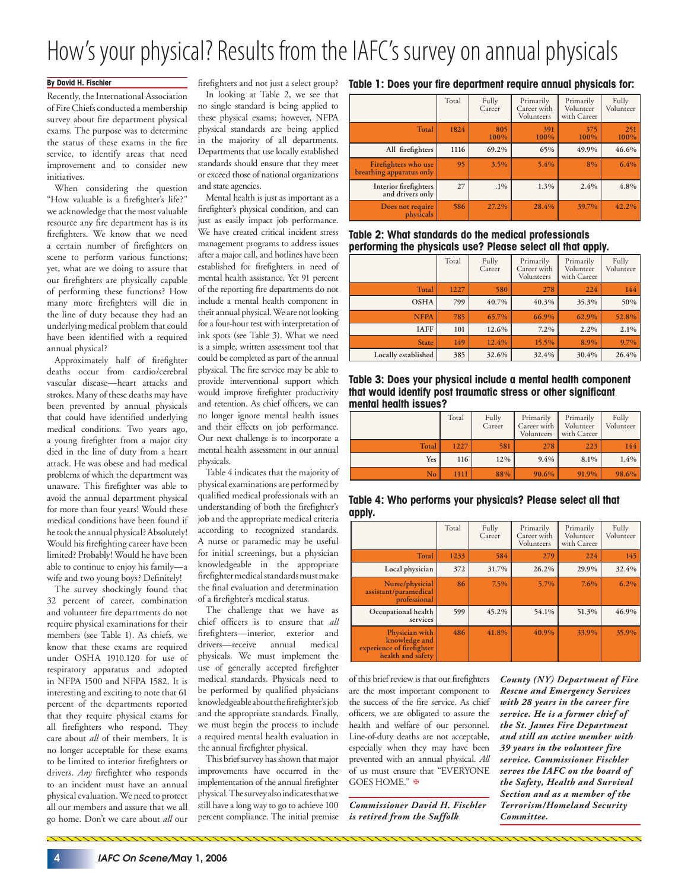# How's your physical? Results from the IAFC's survey on annual physicals

**By David H. Fischler**

Recently, the International Association of Fire Chiefs conducted a membership survey about fire department physical exams. The purpose was to determine the status of these exams in the fire service, to identify areas that need improvement and to consider new initiatives.

When considering the question "How valuable is a firefighter's life?" we acknowledge that the most valuable resource any fire department has is its firefighters. We know that we need a certain number of firefighters on scene to perform various functions; yet, what are we doing to assure that our firefighters are physically capable of performing these functions? How many more firefighters will die in the line of duty because they had an underlying medical problem that could have been identified with a required annual physical?

Approximately half of firefighter deaths occur from cardio/cerebral vascular disease—heart attacks and strokes. Many of these deaths may have been prevented by annual physicals that could have identified underlying medical conditions. Two years ago, a young firefighter from a major city died in the line of duty from a heart attack. He was obese and had medical problems of which the department was unaware. This firefighter was able to avoid the annual department physical for more than four years! Would these medical conditions have been found if he took the annual physical? Absolutely! Would his firefighting career have been limited? Probably! Would he have been able to continue to enjoy his family—a wife and two young boys? Definitely!

The survey shockingly found that 32 percent of career, combination and volunteer fire departments do not require physical examinations for their members (see Table 1). As chiefs, we know that these exams are required under OSHA 1910.120 for use of respiratory apparatus and adopted in NFPA 1500 and NFPA 1582. It is interesting and exciting to note that 61 percent of the departments reported that they require physical exams for all firefighters who respond. They care about *all* of their members. It is no longer acceptable for these exams to be limited to interior firefighters or drivers. *Any* firefighter who responds to an incident must have an annual physical evaluation. We need to protect all our members and assure that we all go home. Don't we care about *all* our firefighters and not just a select group?

In looking at Table 2, we see that no single standard is being applied to these physical exams; however, NFPA physical standards are being applied in the majority of all departments. Departments that use locally established standards should ensure that they meet or exceed those of national organizations and state agencies.

Mental health is just as important as a firefighter's physical condition, and can just as easily impact job performance. We have created critical incident stress management programs to address issues after a major call, and hotlines have been established for firefighters in need of mental health assistance. Yet 91 percent of the reporting fire departments do not include a mental health component in their annual physical. We are not looking for a four-hour test with interpretation of ink spots (see Table 3). What we need is a simple, written assessment tool that could be completed as part of the annual physical. The fire service may be able to provide interventional support which would improve firefighter productivity and retention. As chief officers, we can no longer ignore mental health issues and their effects on job performance. Our next challenge is to incorporate a mental health assessment in our annual physicals.

Table 4 indicates that the majority of physical examinations are performed by qualified medical professionals with an understanding of both the firefighter's job and the appropriate medical criteria according to recognized standards. A nurse or paramedic may be useful for initial screenings, but a physician knowledgeable in the appropriate firefighter medical standards must make the final evaluation and determination of a firefighter's medical status.

The challenge that we have as chief officers is to ensure that *all* firefighters—interior, exterior and drivers—receive annual medical physicals. We must implement the use of generally accepted firefighter medical standards. Physicals need to be performed by qualified physicians knowledgeable about the firefighter's job and the appropriate standards. Finally, we must begin the process to include a required mental health evaluation in the annual firefighter physical.

This brief survey has shown that major improvements have occurred in the implementation of the annual firefighter physical. The survey also indicates that we still have a long way to go to achieve 100 percent compliance. The initial premise of this brief review is that our firefighters are the most important component to the success of the fire service. As chief officers, we are obligated to assure the health and welfare of our personnel. Line-of-duty deaths are not acceptable, especially when they may have been prevented with an annual physical. *All* of us must ensure that "EVERYONE GOES HOME."

***Commissioner David H. Fischler is retired from the Suffolk County (NY) Department of Fire Rescue and Emergency Services with 28 years in the career fire service. He is a former chief of the St. James Fire Department and still an active member with 39 years in the volunteer fire service. Commissioner Fischler serves the IAFC on the board of the Safety, Health and Survival Section and as a member of the Terrorism/Homeland Security Committee.***

**Table 1: Does your fire department require annual physicals for:**

| | Total | Fully Career | Primarily Career with Volunteers | Primarily Volunteer with Career | Fully Volunteer |
|---|---|---|---|---|---|
| Total | 1824 | 805 100% | 391 100% | 375 100% | 251 100% |
| All firefighters | 1116 | 69.2% | 65% | 49.9% | 46.6% |
| Firefighters who use breathing apparatus only | 95 | 3.5% | 5.4% | 8% | 6.4% |
| Interior firefighters and drivers only | 27 | .1% | 1.3% | 2.4% | 4.8% |
| Does not require physicals | 586 | 27.2% | 28.4% | 39.7% | 42.2% |

**Table 2: What standards do the medical professionals performing the physicals use? Please select all that apply.**

| | Total | Fully Career | Primarily Career with Volunteers | Primarily Volunteer with Career | Fully Volunteer |
|---|---|---|---|---|---|
| Total | 1227 | 580 | 278 | 224 | 144 |
| OSHA | 799 | 40.7% | 40.3% | 35.3% | 50% |
| NFPA | 785 | 65.7% | 66.9% | 62.9% | 52.8% |
| IAFF | 101 | 12.6% | 7.2% | 2.2% | 2.1% |
| State | 149 | 12.4% | 15.5% | 8.9% | 9.7% |
| Locally established | 385 | 32.6% | 32.4% | 30.4% | 26.4% |

**Table 3: Does your physical include a mental health component that would identify post traumatic stress or other significant mental health issues?**

| | Total | Fully Career | Primarily Career with Volunteers | Primarily Volunteer with Career | Fully Volunteer |
|---|---|---|---|---|---|
| Total | 1227 | 581 | 278 | 223 | 144 |
| Yes | 116 | 12% | 9.4% | 8.1% | 1.4% |
| No | 1111 | 88% | 90.6% | 91.9% | 98.6% |

**Table 4: Who performs your physicals? Please select all that apply.**

| | Total | Fully Career | Primarily Career with Volunteers | Primarily Volunteer with Career | Fully Volunteer |
|---|---|---|---|---|---|
| Total | 1233 | 584 | 279 | 224 | 145 |
| Local physician | 372 | 31.7% | 26.2% | 29.9% | 32.4% |
| Nurse/physicial assistant/paramedical professional | 86 | 7.5% | 5.7% | 7.6% | 6.2% |
| Occupational health services | 599 | 45.2% | 54.1% | 51.3% | 46.9% |
| Physician with knowledge and experience of firefighter health and safety | 486 | 41.8% | 40.9% | 33.9% | 35.9% |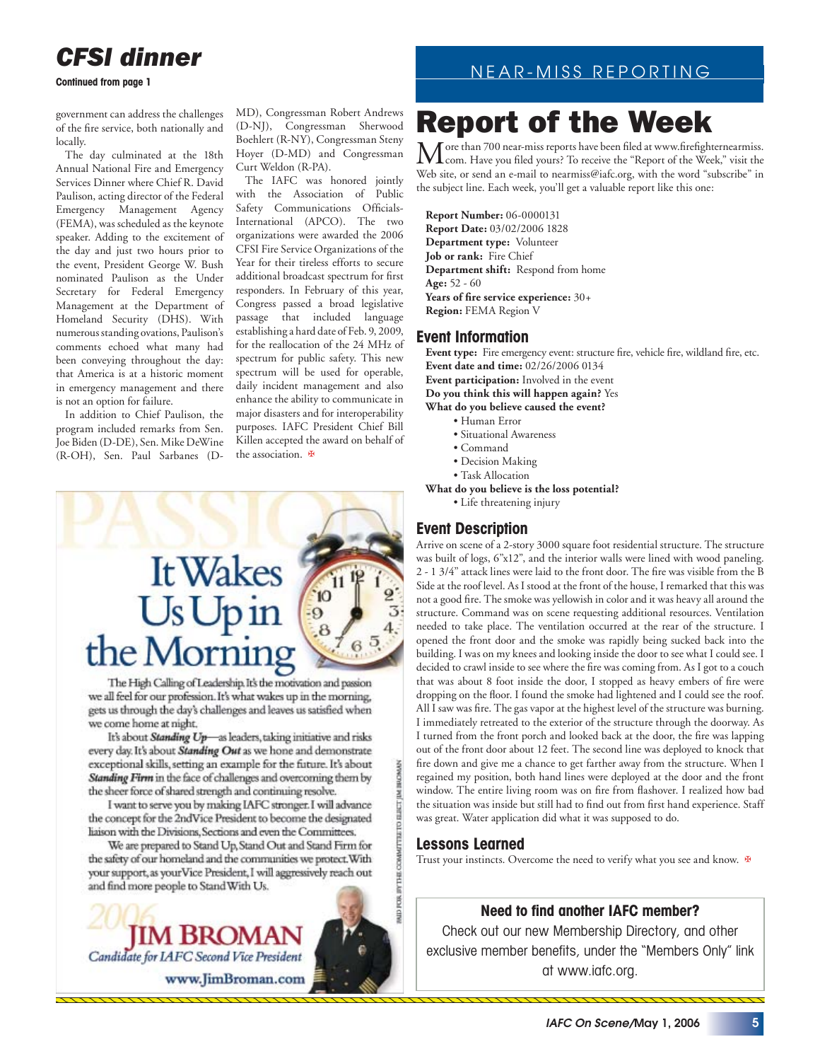## CFSI dinner

**Continued from page 1**

government can address the challenges of the fire service, both nationally and locally.

The day culminated at the 18th Annual National Fire and Emergency Services Dinner where Chief R. David Paulison, acting director of the Federal Emergency Management Agency (FEMA), was scheduled as the keynote speaker. Adding to the excitement of the day and just two hours prior to the event, President George W. Bush nominated Paulison as the Under Secretary for Federal Emergency Management at the Department of Homeland Security (DHS). With numerous standing ovations, Paulison's comments echoed what many had been conveying throughout the day: that America is at a historic moment in emergency management and there is not an option for failure.

In addition to Chief Paulison, the program included remarks from Sen. Joe Biden (D-DE), Sen. Mike DeWine (R-OH), Sen. Paul Sarbanes (D-MD), Congressman Robert Andrews (D-NJ), Congressman Sherwood Boehlert (R-NY), Congressman Steny Hoyer (D-MD) and Congressman Curt Weldon (R-PA).

The IAFC was honored jointly with the Association of Public Safety Communications Officials-International (APCO). The two organizations were awarded the 2006 CFSI Fire Service Organizations of the Year for their tireless efforts to secure additional broadcast spectrum for first responders. In February of this year, Congress passed a broad legislative passage that included language establishing a hard date of Feb. 9, 2009, for the reallocation of the 24 MHz of spectrum for public safety. This new spectrum will be used for operable, daily incident management and also enhance the ability to communicate in major disasters and for interoperability purposes. IAFC President Chief Bill Killen accepted the award on behalf of the association.

# It Wakes Us Up in the Morning

The High Calling of Leadership. It's the motivation and passion we all feel for our profession. It's what wakes up in the morning, gets us through the day's challenges and leaves us satisfied when we come home at night.

It's about ***Standing Up***—as leaders, taking initiative and risks every day. It's about ***Standing Out*** as we hone and demonstrate exceptional skills, setting an example for the future. It's about ***Standing Firm*** in the face of challenges and overcoming them by the sheer force of shared strength and continuing resolve.

I want to serve you by making IAFC stronger. I will advance the concept for the 2ndVice President to become the designated liaison with the Divisions, Sections and even the Committees.

We are prepared to Stand Up, Stand Out and Stand Firm for the safety of our homeland and the communities we protect. With your support, as your Vice President, I will aggressively reach out and find more people to Stand With Us.

2006 **JIM BROMAN**
*Candidate for IAFC Second Vice President*
www.JimBroman.com

PAID FOR BY THE COMMITTEE TO ELECT JIM BROMAN

NEAR-MISS REPORTING

# Report of the Week

More than 700 near-miss reports have been filed at www.firefighternearmiss.com. Have you filed yours? To receive the "Report of the Week," visit the Web site, or send an e-mail to nearmiss@iafc.org, with the word "subscribe" in the subject line. Each week, you'll get a valuable report like this one:

**Report Number:** 06-0000131
**Report Date:** 03/02/2006 1828
**Department type:** Volunteer
**Job or rank:** Fire Chief
**Department shift:** Respond from home
**Age:** 52 - 60
**Years of fire service experience:** 30+
**Region:** FEMA Region V

## Event Information

**Event type:** Fire emergency event: structure fire, vehicle fire, wildland fire, etc.
**Event date and time:** 02/26/2006 0134
**Event participation:** Involved in the event
**Do you think this will happen again?** Yes
**What do you believe caused the event?**

- Human Error
- Situational Awareness
- Command
- Decision Making
- Task Allocation

**What do you believe is the loss potential?**

- Life threatening injury

## Event Description

Arrive on scene of a 2-story 3000 square foot residential structure. The structure was built of logs, 6"x12", and the interior walls were lined with wood paneling. 2 - 1 3/4" attack lines were laid to the front door. The fire was visible from the B Side at the roof level. As I stood at the front of the house, I remarked that this was not a good fire. The smoke was yellowish in color and it was heavy all around the structure. Command was on scene requesting additional resources. Ventilation needed to take place. The ventilation occurred at the rear of the structure. I opened the front door and the smoke was rapidly being sucked back into the building. I was on my knees and looking inside the door to see what I could see. I decided to crawl inside to see where the fire was coming from. As I got to a couch that was about 8 foot inside the door, I stopped as heavy embers of fire were dropping on the floor. I found the smoke had lightened and I could see the roof. All I saw was fire. The gas vapor at the highest level of the structure was burning. I immediately retreated to the exterior of the structure through the doorway. As I turned from the front porch and looked back at the door, the fire was lapping out of the front door about 12 feet. The second line was deployed to knock that fire down and give me a chance to get farther away from the structure. When I regained my position, both hand lines were deployed at the door and the front window. The entire living room was on fire from flashover. I realized how bad the situation was inside but still had to find out from first hand experience. Staff was great. Water application did what it was supposed to do.

## Lessons Learned

Trust your instincts. Overcome the need to verify what you see and know.

**Need to find another IAFC member?**

Check out our new Membership Directory, and other exclusive member benefits, under the "Members Only" link at www.iafc.org.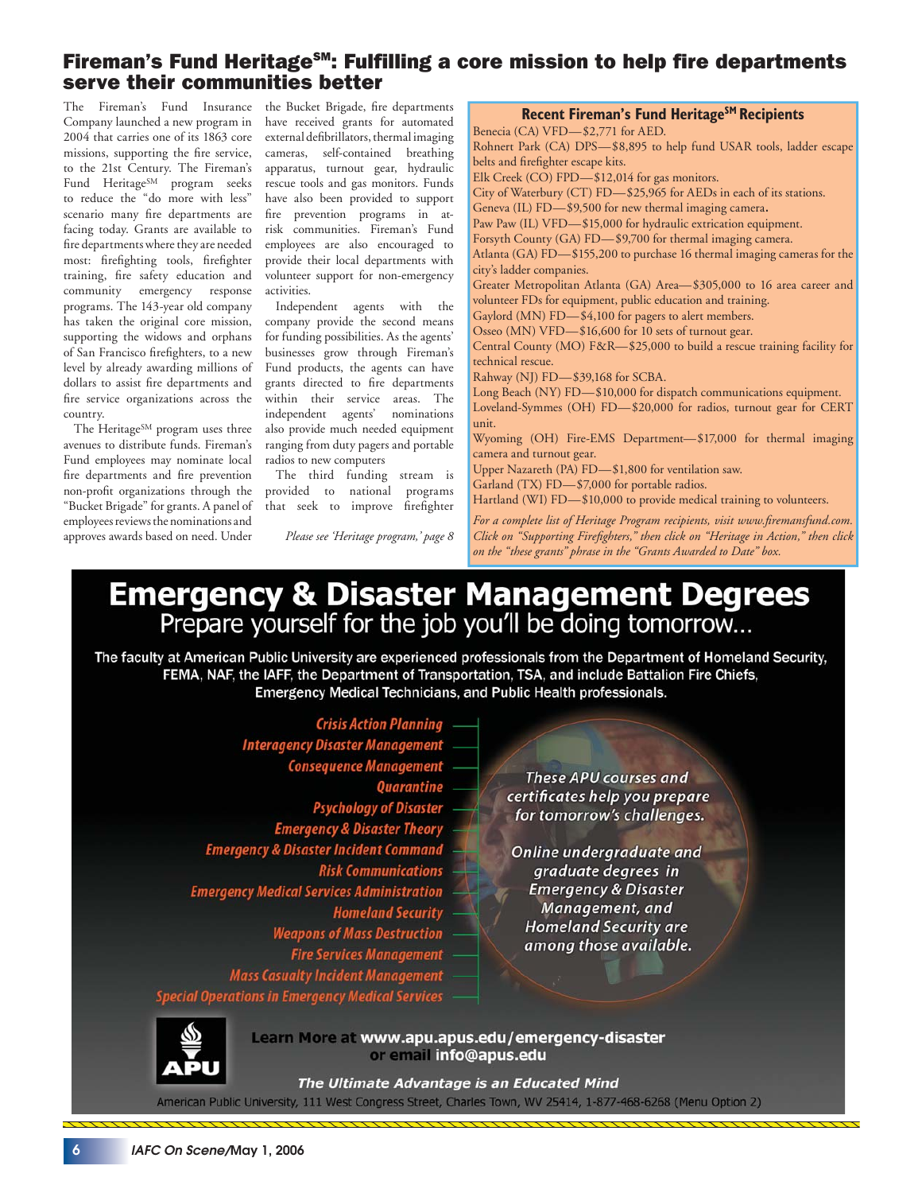## Fireman's Fund Heritage℠: Fulfilling a core mission to help fire departments serve their communities better

The Fireman's Fund Insurance Company launched a new program in 2004 that carries one of its 1863 core missions, supporting the fire service, to the 21st Century. The Fireman's Fund Heritage℠ program seeks to reduce the "do more with less" scenario many fire departments are facing today. Grants are available to fire departments where they are needed most: firefighting tools, firefighter training, fire safety education and community emergency response programs. The 143-year old company has taken the original core mission, supporting the widows and orphans of San Francisco firefighters, to a new level by already awarding millions of dollars to assist fire departments and fire service organizations across the country.

The Heritage℠ program uses three avenues to distribute funds. Fireman's Fund employees may nominate local fire departments and fire prevention non-profit organizations through the "Bucket Brigade" for grants. A panel of employees reviews the nominations and approves awards based on need. Under the Bucket Brigade, fire departments have received grants for automated external defibrillators, thermal imaging cameras, self-contained breathing apparatus, turnout gear, hydraulic rescue tools and gas monitors. Funds have also been provided to support fire prevention programs in at-risk communities. Fireman's Fund employees are also encouraged to provide their local departments with volunteer support for non-emergency activities.

Independent agents with the company provide the second means for funding possibilities. As the agents' businesses grow through Fireman's Fund products, the agents can have grants directed to fire departments within their service areas. The independent agents' nominations ranging from duty pagers and portable radios to new computers

The third funding stream is provided to national programs that seek to improve firefighter

*Please see 'Heritage program,' page 8*

### Recent Fireman's Fund Heritage℠ Recipients

Benecia (CA) VFD—$2,771 for AED.
Rohnert Park (CA) DPS—$8,895 to help fund USAR tools, ladder escape belts and firefighter escape kits.
Elk Creek (CO) FPD—$12,014 for gas monitors.
City of Waterbury (CT) FD—$25,965 for AEDs in each of its stations.
Geneva (IL) FD—$9,500 for new thermal imaging camera.
Paw Paw (IL) VFD—$15,000 for hydraulic extrication equipment.
Forsyth County (GA) FD—$9,700 for thermal imaging camera.
Atlanta (GA) FD—$155,200 to purchase 16 thermal imaging cameras for the city's ladder companies.
Greater Metropolitan Atlanta (GA) Area—$305,000 to 16 area career and volunteer FDs for equipment, public education and training.
Gaylord (MN) FD—$4,100 for pagers to alert members.
Osseo (MN) VFD—$16,600 for 10 sets of turnout gear.
Central County (MO) F&R—$25,000 to build a rescue training facility for technical rescue.
Rahway (NJ) FD—$39,168 for SCBA.
Long Beach (NY) FD—$10,000 for dispatch communications equipment.
Loveland-Symmes (OH) FD—$20,000 for radios, turnout gear for CERT unit.
Wyoming (OH) Fire-EMS Department—$17,000 for thermal imaging camera and turnout gear.
Upper Nazareth (PA) FD—$1,800 for ventilation saw.
Garland (TX) FD—$7,000 for portable radios.
Hartland (WI) FD—$10,000 to provide medical training to volunteers.

*For a complete list of Heritage Program recipients, visit www.firemansfund.com. Click on "Supporting Firefighters," then click on "Heritage in Action," then click on the "these grants" phrase in the "Grants Awarded to Date" box.*

---

# Emergency & Disaster Management Degrees

Prepare yourself for the job you'll be doing tomorrow...

The faculty at American Public University are experienced professionals from the Department of Homeland Security, FEMA, NAF, the IAFF, the Department of Transportation, TSA, and include Battalion Fire Chiefs, Emergency Medical Technicians, and Public Health professionals.

- *Crisis Action Planning*
- *Interagency Disaster Management*
- *Consequence Management*
- *Quarantine*
- *Psychology of Disaster*
- *Emergency & Disaster Theory*
- *Emergency & Disaster Incident Command*
- *Risk Communications*
- *Emergency Medical Services Administration*
- *Homeland Security*
- *Weapons of Mass Destruction*
- *Fire Services Management*
- *Mass Casualty Incident Management*
- *Special Operations in Emergency Medical Services*

*These APU courses and certificates help you prepare for tomorrow's challenges.*

*Online undergraduate and graduate degrees in Emergency & Disaster Management, and Homeland Security are among those available.*

APU

Learn More at **www.apu.apus.edu/emergency-disaster** or email **info@apus.edu**

***The Ultimate Advantage is an Educated Mind***

American Public University, 111 West Congress Street, Charles Town, WV 25414, 1-877-468-6268 (Menu Option 2)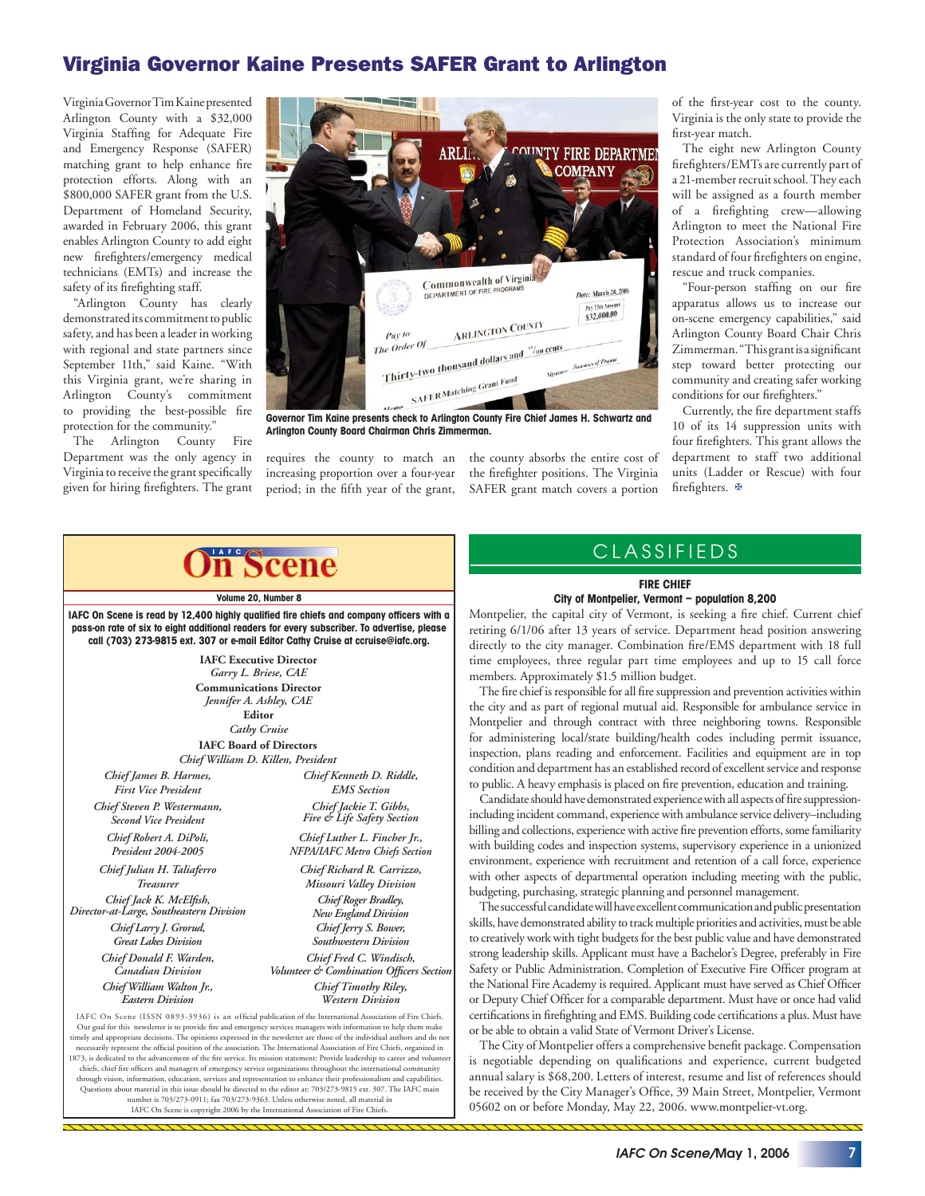## Virginia Governor Kaine Presents SAFER Grant to Arlington

Virginia Governor Tim Kaine presented Arlington County with a $32,000 Virginia Staffing for Adequate Fire and Emergency Response (SAFER) matching grant to help enhance fire protection efforts. Along with an $800,000 SAFER grant from the U.S. Department of Homeland Security, awarded in February 2006, this grant enables Arlington County to add eight new firefighters/emergency medical technicians (EMTs) and increase the safety of its firefighting staff.

"Arlington County has clearly demonstrated its commitment to public safety, and has been a leader in working with regional and state partners since September 11th," said Kaine. "With this Virginia grant, we're sharing in Arlington County's commitment to providing the best-possible fire protection for the community."

The Arlington County Fire Department was the only agency in Virginia to receive the grant specifically given for hiring firefighters. The grant requires the county to match an increasing proportion over a four-year period; in the fifth year of the grant, the county absorbs the entire cost of the firefighter positions. The Virginia SAFER grant match covers a portion of the first-year cost to the county. Virginia is the only state to provide the first-year match.

Governor Tim Kaine presents check to Arlington County Fire Chief James H. Schwartz and Arlington County Board Chairman Chris Zimmerman.

The eight new Arlington County firefighters/EMTs are currently part of a 21-member recruit school. They each will be assigned as a fourth member of a firefighting crew—allowing Arlington to meet the National Fire Protection Association's minimum standard of four firefighters on engine, rescue and truck companies.

"Four-person staffing on our fire apparatus allows us to increase our on-scene emergency capabilities," said Arlington County Board Chair Chris Zimmerman. "This grant is a significant step toward better protecting our community and creating safer working conditions for our firefighters."

Currently, the fire department staffs 10 of its 14 suppression units with four firefighters. This grant allows the department to staff two additional units (Ladder or Rescue) with four firefighters.

---

# IAFC On Scene

**Volume 20, Number 8**

**IAFC On Scene is read by 12,400 highly qualified fire chiefs and company officers with a pass-on rate of six to eight additional readers for every subscriber. To advertise, please call (703) 273-9815 ext. 307 or e-mail Editor Cathy Cruise at ccruise@iafc.org.**

**IAFC Executive Director**
*Garry L. Briese, CAE*

**Communications Director**
*Jennifer A. Ashley, CAE*

**Editor**
*Cathy Cruise*

**IAFC Board of Directors**
*Chief William D. Killen, President*

*Chief James B. Harmes, First Vice President*
*Chief Steven P. Westermann, Second Vice President*
*Chief Robert A. DiPoli, President 2004-2005*
*Chief Julian H. Taliaferro, Treasurer*
*Chief Jack K. McElfish, Director-at-Large, Southeastern Division*
*Chief Larry J. Grorud, Great Lakes Division*
*Chief Donald F. Warden, Canadian Division*
*Chief William Walton Jr., Eastern Division*
*Chief Kenneth D. Riddle, EMS Section*
*Chief Jackie T. Gibbs, Fire & Life Safety Section*
*Chief Luther L. Fincher Jr., NFPA/IAFC Metro Chiefs Section*
*Chief Richard R. Carrizzo, Missouri Valley Division*
*Chief Roger Bradley, New England Division*
*Chief Jerry S. Bower, Southwestern Division*
*Chief Fred C. Windisch, Volunteer & Combination Officers Section*
*Chief Timothy Riley, Western Division*

IAFC On Scene (ISSN 0893-3936) is an official publication of the International Association of Fire Chiefs. Our goal for this newsletter is to provide fire and emergency services managers with information to help them make timely and appropriate decisions. The opinions expressed in the newsletter are those of the individual authors and do not necessarily represent the official position of the association. The International Association of Fire Chiefs, organized in 1873, is dedicated to the advancement of the fire service. Its mission statement: Provide leadership to career and volunteer chiefs, chief fire officers and managers of emergency service organizations throughout the international community through vision, information, education, services and representation to enhance their professionalism and capabilities. Questions about material in this issue should be directed to the editor at: 703/273-9815 ext. 307. The IAFC main number is 703/273-0911; fax 703/273-9363. Unless otherwise noted, all material in IAFC On Scene is copyright 2006 by the International Association of Fire Chiefs.

---

## CLASSIFIEDS

**FIRE CHIEF**
**City of Montpelier, Vermont – population 8,200**

Montpelier, the capital city of Vermont, is seeking a fire chief. Current chief retiring 6/1/06 after 13 years of service. Department head position answering directly to the city manager. Combination fire/EMS department with 18 full time employees, three regular part time employees and up to 15 call force members. Approximately $1.5 million budget.

The fire chief is responsible for all fire suppression and prevention activities within the city and as part of regional mutual aid. Responsible for ambulance service in Montpelier and through contract with three neighboring towns. Responsible for administering local/state building/health codes including permit issuance, inspection, plans reading and enforcement. Facilities and equipment are in top condition and department has an established record of excellent service and response to public. A heavy emphasis is placed on fire prevention, education and training.

Candidate should have demonstrated experience with all aspects of fire suppression-including incident command, experience with ambulance service delivery–including billing and collections, experience with active fire prevention efforts, some familiarity with building codes and inspection systems, supervisory experience in a unionized environment, experience with recruitment and retention of a call force, experience with other aspects of departmental operation including meeting with the public, budgeting, purchasing, strategic planning and personnel management.

The successful candidate will have excellent communication and public presentation skills, have demonstrated ability to track multiple priorities and activities, must be able to creatively work with tight budgets for the best public value and have demonstrated strong leadership skills. Applicant must have a Bachelor's Degree, preferably in Fire Safety or Public Administration. Completion of Executive Fire Officer program at the National Fire Academy is required. Applicant must have served as Chief Officer or Deputy Chief Officer for a comparable department. Must have or once had valid certifications in firefighting and EMS. Building code certifications a plus. Must have or be able to obtain a valid State of Vermont Driver's License.

The City of Montpelier offers a comprehensive benefit package. Compensation is negotiable depending on qualifications and experience, current budgeted annual salary is $68,200. Letters of interest, resume and list of references should be received by the City Manager's Office, 39 Main Street, Montpelier, Vermont 05602 on or before Monday, May 22, 2006. www.montpelier-vt.org.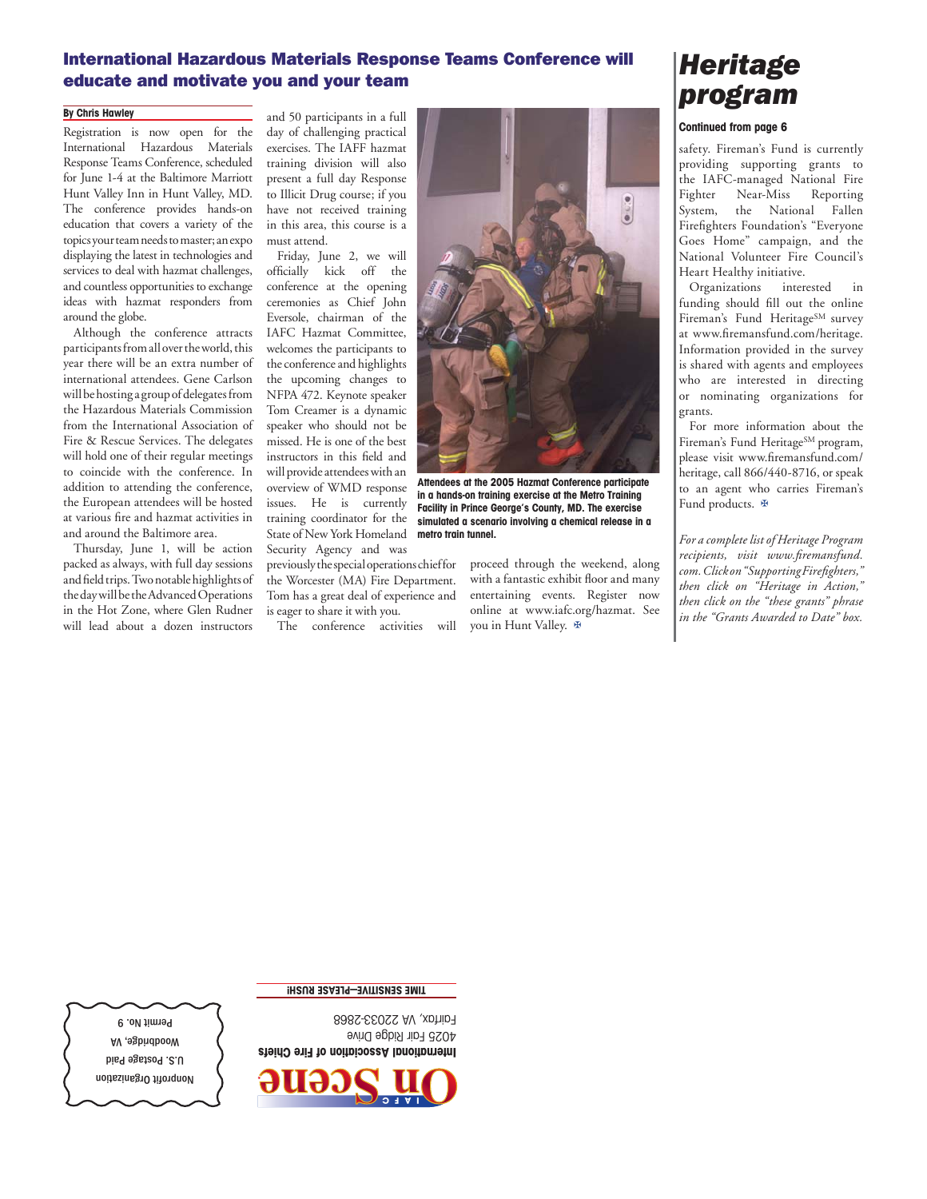## International Hazardous Materials Response Teams Conference will educate and motivate you and your team

**By Chris Hawley**

Registration is now open for the International Hazardous Materials Response Teams Conference, scheduled for June 1-4 at the Baltimore Marriott Hunt Valley Inn in Hunt Valley, MD. The conference provides hands-on education that covers a variety of the topics your team needs to master; an expo displaying the latest in technologies and services to deal with hazmat challenges, and countless opportunities to exchange ideas with hazmat responders from around the globe.

Although the conference attracts participants from all over the world, this year there will be an extra number of international attendees. Gene Carlson will be hosting a group of delegates from the Hazardous Materials Commission from the International Association of Fire & Rescue Services. The delegates will hold one of their regular meetings to coincide with the conference. In addition to attending the conference, the European attendees will be hosted at various fire and hazmat activities in and around the Baltimore area.

Thursday, June 1, will be action packed as always, with full day sessions and field trips. Two notable highlights of the day will be the Advanced Operations in the Hot Zone, where Glen Rudner will lead about a dozen instructors and 50 participants in a full day of challenging practical exercises. The IAFF hazmat training division will also present a full day Response to Illicit Drug course; if you have not received training in this area, this course is a must attend.

Friday, June 2, we will officially kick off the conference at the opening ceremonies as Chief John Eversole, chairman of the IAFC Hazmat Committee, welcomes the participants to the conference and highlights the upcoming changes to NFPA 472. Keynote speaker Tom Creamer is a dynamic speaker who should not be missed. He is one of the best instructors in this field and will provide attendees with an overview of WMD response issues. He is currently training coordinator for the State of New York Homeland Security Agency and was previously the special operations chief for the Worcester (MA) Fire Department. Tom has a great deal of experience and is eager to share it with you.

The conference activities will proceed through the weekend, along with a fantastic exhibit floor and many entertaining events. Register now online at www.iafc.org/hazmat. See you in Hunt Valley. ✠

**Attendees at the 2005 Hazmat Conference participate in a hands-on training exercise at the Metro Training Facility in Prince George's County, MD. The exercise simulated a scenario involving a chemical release in a metro train tunnel.**

## Heritage program

**Continued from page 6**

safety. Fireman's Fund is currently providing supporting grants to the IAFC-managed National Fire Fighter Near-Miss Reporting System, the National Fallen Firefighters Foundation's "Everyone Goes Home" campaign, and the National Volunteer Fire Council's Heart Healthy initiative.

Organizations interested in funding should fill out the online Fireman's Fund Heritage[SM] survey at www.firemansfund.com/heritage. Information provided in the survey is shared with agents and employees who are interested in directing or nominating organizations for grants.

For more information about the Fireman's Fund Heritage[SM] program, please visit www.firemansfund.com/heritage, call 866/440-8716, or speak to an agent who carries Fireman's Fund products. ✠

*For a complete list of Heritage Program recipients, visit www.firemansfund.com. Click on "Supporting Firefighters," then click on "Heritage in Action," then click on the "these grants" phrase in the "Grants Awarded to Date" box.*

IAFC On Scene

**International Association of Fire Chiefs**
4025 Fair Ridge Drive
Fairfax, VA 22033-2868

**TIME SENSITIVE—PLEASE RUSH!**

Nonprofit Organization
U.S. Postage Paid
Woodbridge, VA
Permit No. 9